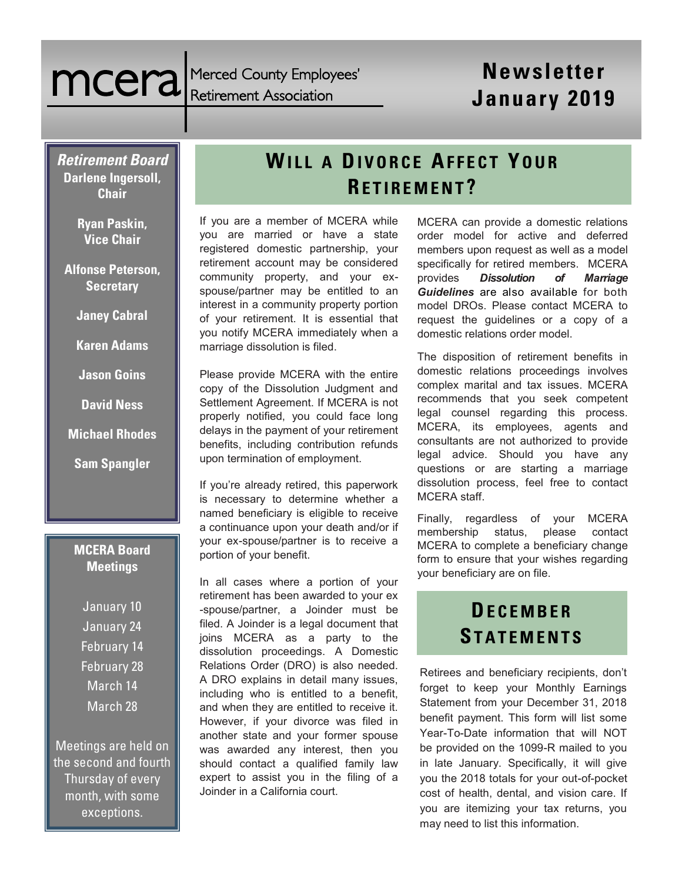mcera Merced County Employees' Retirement Association

# Newsletter January 2019

**Retirement Board**

**Darlene Ingersoll, Chair**

**Ryan Paskin, Vice Chair**

**Alfonse Peterson, Secretary**

**Janey Cabral**

**Karen Adams**

**Jason Goins**

**David Ness**

**Michael Rhodes**

**Sam Spangler**

**MCERA Board Meetings**

January 10
January 24
February 14
February 28
March 14
March 28

Meetings are held on the second and fourth Thursday of every month, with some exceptions.

## Will a Divorce Affect Your Retirement?

If you are a member of MCERA while you are married or have a state registered domestic partnership, your retirement account may be considered community property, and your ex-spouse/partner may be entitled to an interest in a community property portion of your retirement. It is essential that you notify MCERA immediately when a marriage dissolution is filed.

Please provide MCERA with the entire copy of the Dissolution Judgment and Settlement Agreement. If MCERA is not properly notified, you could face long delays in the payment of your retirement benefits, including contribution refunds upon termination of employment.

If you're already retired, this paperwork is necessary to determine whether a named beneficiary is eligible to receive a continuance upon your death and/or if your ex-spouse/partner is to receive a portion of your benefit.

In all cases where a portion of your retirement has been awarded to your ex-spouse/partner, a Joinder must be filed. A Joinder is a legal document that joins MCERA as a party to the dissolution proceedings. A Domestic Relations Order (DRO) is also needed. A DRO explains in detail many issues, including who is entitled to a benefit, and when they are entitled to receive it. However, if your divorce was filed in another state and your former spouse was awarded any interest, then you should contact a qualified family law expert to assist you in the filing of a Joinder in a California court.

MCERA can provide a domestic relations order model for active and deferred members upon request as well as a model specifically for retired members. MCERA provides ***Dissolution of Marriage Guidelines*** are also available for both model DROs. Please contact MCERA to request the guidelines or a copy of a domestic relations order model.

The disposition of retirement benefits in domestic relations proceedings involves complex marital and tax issues. MCERA recommends that you seek competent legal counsel regarding this process. MCERA, its employees, agents and consultants are not authorized to provide legal advice. Should you have any questions or are starting a marriage dissolution process, feel free to contact MCERA staff.

Finally, regardless of your MCERA membership status, please contact MCERA to complete a beneficiary change form to ensure that your wishes regarding your beneficiary are on file.

## December Statements

Retirees and beneficiary recipients, don't forget to keep your Monthly Earnings Statement from your December 31, 2018 benefit payment. This form will list some Year-To-Date information that will NOT be provided on the 1099-R mailed to you in late January. Specifically, it will give you the 2018 totals for your out-of-pocket cost of health, dental, and vision care. If you are itemizing your tax returns, you may need to list this information.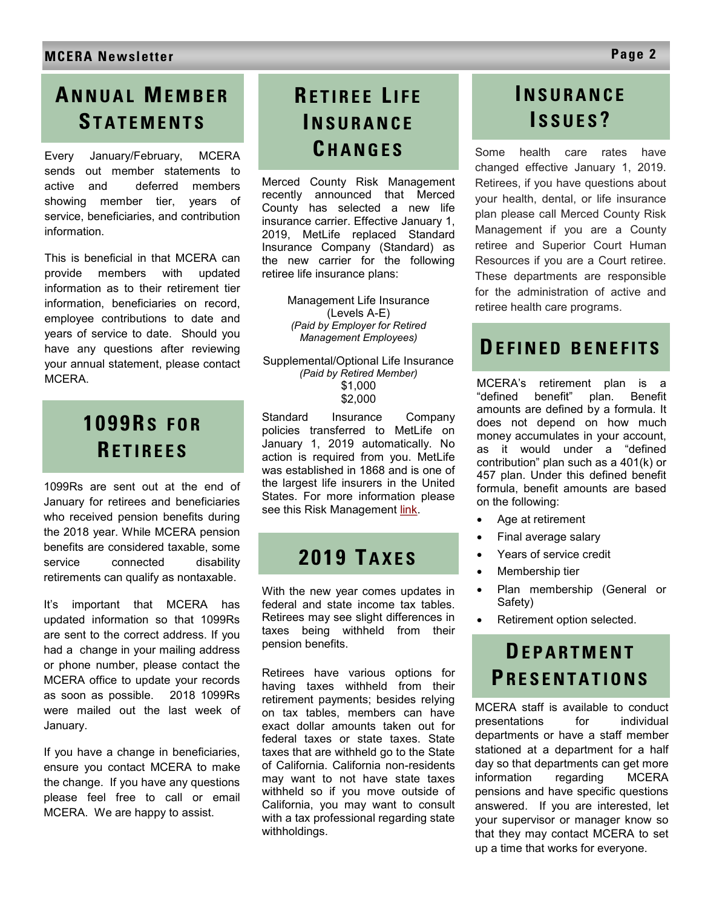## Annual Member Statements

Every January/February, MCERA sends out member statements to active and deferred members showing member tier, years of service, beneficiaries, and contribution information.

This is beneficial in that MCERA can provide members with updated information as to their retirement tier information, beneficiaries on record, employee contributions to date and years of service to date. Should you have any questions after reviewing your annual statement, please contact MCERA.

## 1099Rs for Retirees

1099Rs are sent out at the end of January for retirees and beneficiaries who received pension benefits during the 2018 year. While MCERA pension benefits are considered taxable, some service connected disability retirements can qualify as nontaxable.

It's important that MCERA has updated information so that 1099Rs are sent to the correct address. If you had a change in your mailing address or phone number, please contact the MCERA office to update your records as soon as possible. 2018 1099Rs were mailed out the last week of January.

If you have a change in beneficiaries, ensure you contact MCERA to make the change. If you have any questions please feel free to call or email MCERA. We are happy to assist.

## Retiree Life Insurance Changes

Merced County Risk Management recently announced that Merced County has selected a new life insurance carrier. Effective January 1, 2019, MetLife replaced Standard Insurance Company (Standard) as the new carrier for the following retiree life insurance plans:

Management Life Insurance
(Levels A-E)
*(Paid by Employer for Retired Management Employees)*

Supplemental/Optional Life Insurance
*(Paid by Retired Member)*
$1,000
$2,000

Standard Insurance Company policies transferred to MetLife on January 1, 2019 automatically. No action is required from you. MetLife was established in 1868 and is one of the largest life insurers in the United States. For more information please see this Risk Management link.

## 2019 Taxes

With the new year comes updates in federal and state income tax tables. Retirees may see slight differences in taxes being withheld from their pension benefits.

Retirees have various options for having taxes withheld from their retirement payments; besides relying on tax tables, members can have exact dollar amounts taken out for federal taxes or state taxes. State taxes that are withheld go to the State of California. California non-residents may want to not have state taxes withheld so if you move outside of California, you may want to consult with a tax professional regarding state withholdings.

## Insurance Issues?

Some health care rates have changed effective January 1, 2019. Retirees, if you have questions about your health, dental, or life insurance plan please call Merced County Risk Management if you are a County retiree and Superior Court Human Resources if you are a Court retiree. These departments are responsible for the administration of active and retiree health care programs.

## Defined Benefits

MCERA's retirement plan is a "defined benefit" plan. Benefit amounts are defined by a formula. It does not depend on how much money accumulates in your account, as it would under a "defined contribution" plan such as a 401(k) or 457 plan. Under this defined benefit formula, benefit amounts are based on the following:

- Age at retirement
- Final average salary
- Years of service credit
- Membership tier
- Plan membership (General or Safety)
- Retirement option selected.

## Department Presentations

MCERA staff is available to conduct presentations for individual departments or have a staff member stationed at a department for a half day so that departments can get more information regarding MCERA pensions and have specific questions answered. If you are interested, let your supervisor or manager know so that they may contact MCERA to set up a time that works for everyone.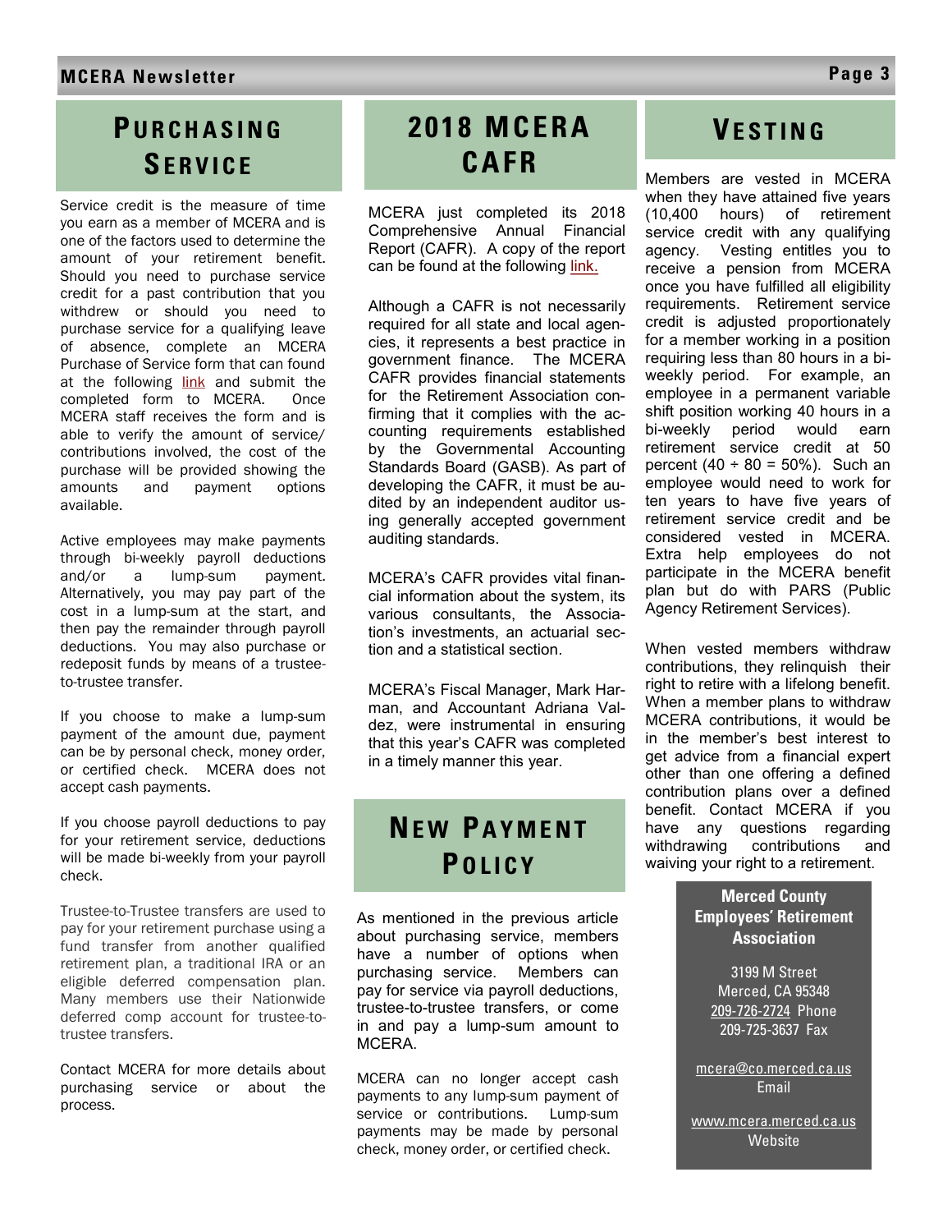## Purchasing Service

Service credit is the measure of time you earn as a member of MCERA and is one of the factors used to determine the amount of your retirement benefit. Should you need to purchase service credit for a past contribution that you withdrew or should you need to purchase service for a qualifying leave of absence, complete an MCERA Purchase of Service form that can found at the following link and submit the completed form to MCERA. Once MCERA staff receives the form and is able to verify the amount of service/ contributions involved, the cost of the purchase will be provided showing the amounts and payment options available.

Active employees may make payments through bi-weekly payroll deductions and/or a lump-sum payment. Alternatively, you may pay part of the cost in a lump-sum at the start, and then pay the remainder through payroll deductions. You may also purchase or redeposit funds by means of a trustee-to-trustee transfer.

If you choose to make a lump-sum payment of the amount due, payment can be by personal check, money order, or certified check. MCERA does not accept cash payments.

If you choose payroll deductions to pay for your retirement service, deductions will be made bi-weekly from your payroll check.

Trustee-to-Trustee transfers are used to pay for your retirement purchase using a fund transfer from another qualified retirement plan, a traditional IRA or an eligible deferred compensation plan. Many members use their Nationwide deferred comp account for trustee-to-trustee transfers.

Contact MCERA for more details about purchasing service or about the process.

## 2018 MCERA CAFR

MCERA just completed its 2018 Comprehensive Annual Financial Report (CAFR). A copy of the report can be found at the following link.

Although a CAFR is not necessarily required for all state and local agencies, it represents a best practice in government finance. The MCERA CAFR provides financial statements for the Retirement Association confirming that it complies with the accounting requirements established by the Governmental Accounting Standards Board (GASB). As part of developing the CAFR, it must be audited by an independent auditor using generally accepted government auditing standards.

MCERA's CAFR provides vital financial information about the system, its various consultants, the Association's investments, an actuarial section and a statistical section.

MCERA's Fiscal Manager, Mark Harman, and Accountant Adriana Valdez, were instrumental in ensuring that this year's CAFR was completed in a timely manner this year.

## New Payment Policy

As mentioned in the previous article about purchasing service, members have a number of options when purchasing service. Members can pay for service via payroll deductions, trustee-to-trustee transfers, or come in and pay a lump-sum amount to MCERA.

MCERA can no longer accept cash payments to any lump-sum payment of service or contributions. Lump-sum payments may be made by personal check, money order, or certified check.

## Vesting

Members are vested in MCERA when they have attained five years (10,400 hours) of retirement service credit with any qualifying agency. Vesting entitles you to receive a pension from MCERA once you have fulfilled all eligibility requirements. Retirement service credit is adjusted proportionately for a member working in a position requiring less than 80 hours in a bi-weekly period. For example, an employee in a permanent variable shift position working 40 hours in a bi-weekly period would earn retirement service credit at 50 percent ($40 \div 80 = 50\%$). Such an employee would need to work for ten years to have five years of retirement service credit and be considered vested in MCERA. Extra help employees do not participate in the MCERA benefit plan but do with PARS (Public Agency Retirement Services).

When vested members withdraw contributions, they relinquish their right to retire with a lifelong benefit. When a member plans to withdraw MCERA contributions, it would be in the member's best interest to get advice from a financial expert other than one offering a defined contribution plans over a defined benefit. Contact MCERA if you have any questions regarding withdrawing contributions and waiving your right to a retirement.

**Merced County Employees' Retirement Association**

3199 M Street
Merced, CA 95348
209-726-2724 Phone
209-725-3637 Fax

mcera@co.merced.ca.us
Email

www.mcera.merced.ca.us
Website